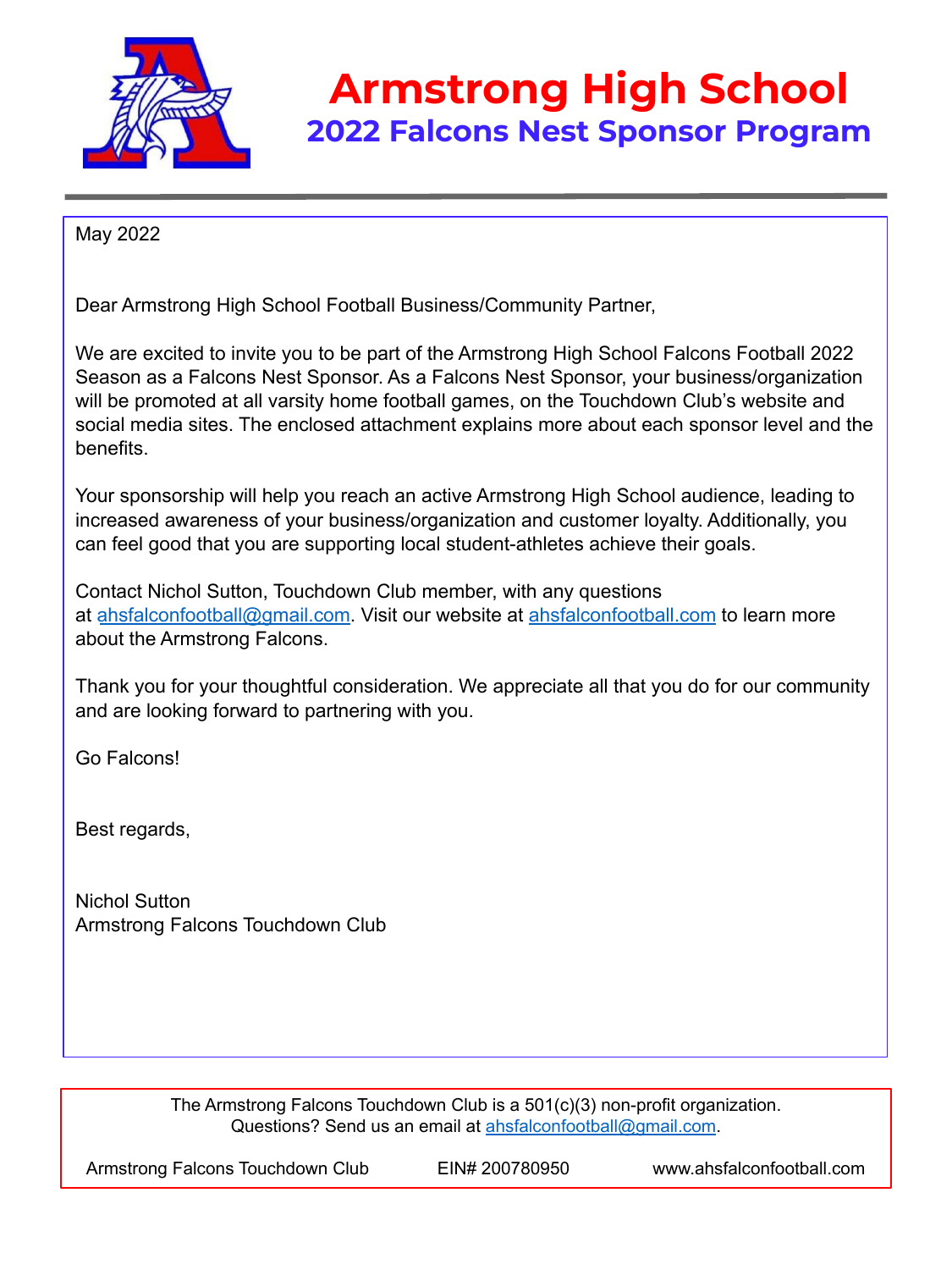# Armstrong High School

## 2022 Falcons Nest Sponsor Program

May 2022

Dear Armstrong High School Football Business/Community Partner,

We are excited to invite you to be part of the Armstrong High School Falcons Football 2022 Season as a Falcons Nest Sponsor. As a Falcons Nest Sponsor, your business/organization will be promoted at all varsity home football games, on the Touchdown Club's website and social media sites. The enclosed attachment explains more about each sponsor level and the benefits.

Your sponsorship will help you reach an active Armstrong High School audience, leading to increased awareness of your business/organization and customer loyalty. Additionally, you can feel good that you are supporting local student-athletes achieve their goals.

Contact Nichol Sutton, Touchdown Club member, with any questions at ahsfalconfootball@gmail.com. Visit our website at ahsfalconfootball.com to learn more about the Armstrong Falcons.

Thank you for your thoughtful consideration. We appreciate all that you do for our community and are looking forward to partnering with you.

Go Falcons!

Best regards,

Nichol Sutton
Armstrong Falcons Touchdown Club

The Armstrong Falcons Touchdown Club is a 501(c)(3) non-profit organization.
Questions? Send us an email at ahsfalconfootball@gmail.com.

Armstrong Falcons Touchdown Club    EIN# 200780950    www.ahsfalconfootball.com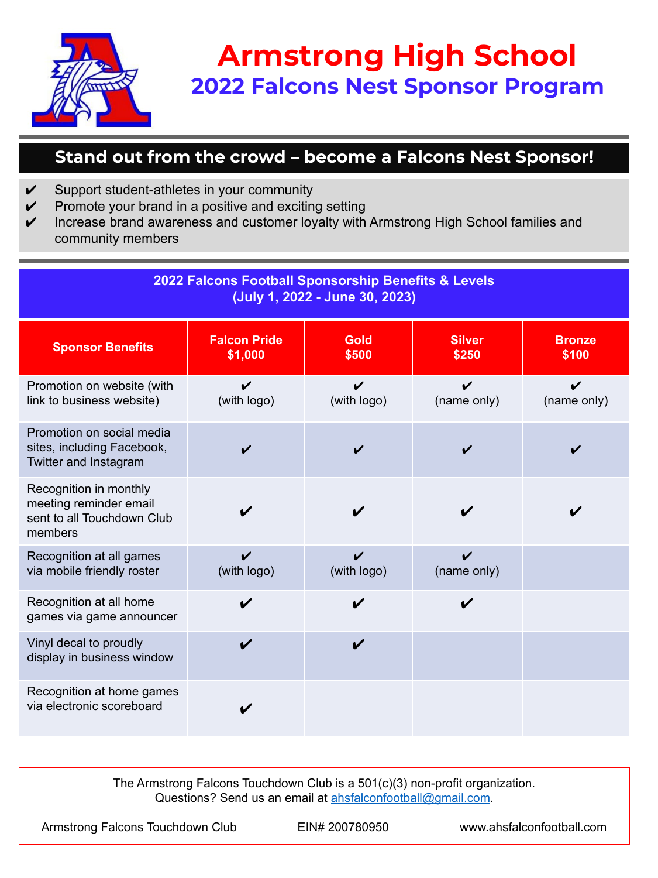# Armstrong High School

## 2022 Falcons Nest Sponsor Program

### Stand out from the crowd – become a Falcons Nest Sponsor!

- ✔ Support student-athletes in your community
- ✔ Promote your brand in a positive and exciting setting
- ✔ Increase brand awareness and customer loyalty with Armstrong High School families and community members

**2022 Falcons Football Sponsorship Benefits & Levels**
**(July 1, 2022 - June 30, 2023)**

| Sponsor Benefits | Falcon Pride $1,000 | Gold $500 | Silver $250 | Bronze $100 |
|---|---|---|---|---|
| Promotion on website (with link to business website) | ✔ (with logo) | ✔ (with logo) | ✔ (name only) | ✔ (name only) |
| Promotion on social media sites, including Facebook, Twitter and Instagram | ✔ | ✔ | ✔ | ✔ |
| Recognition in monthly meeting reminder email sent to all Touchdown Club members | ✔ | ✔ | ✔ | ✔ |
| Recognition at all games via mobile friendly roster | ✔ (with logo) | ✔ (with logo) | ✔ (name only) | |
| Recognition at all home games via game announcer | ✔ | ✔ | ✔ | |
| Vinyl decal to proudly display in business window | ✔ | ✔ | | |
| Recognition at home games via electronic scoreboard | ✔ | | | |

The Armstrong Falcons Touchdown Club is a 501(c)(3) non-profit organization.
Questions? Send us an email at ahsfalconfootball@gmail.com.

Armstrong Falcons Touchdown Club | EIN# 200780950 | www.ahsfalconfootball.com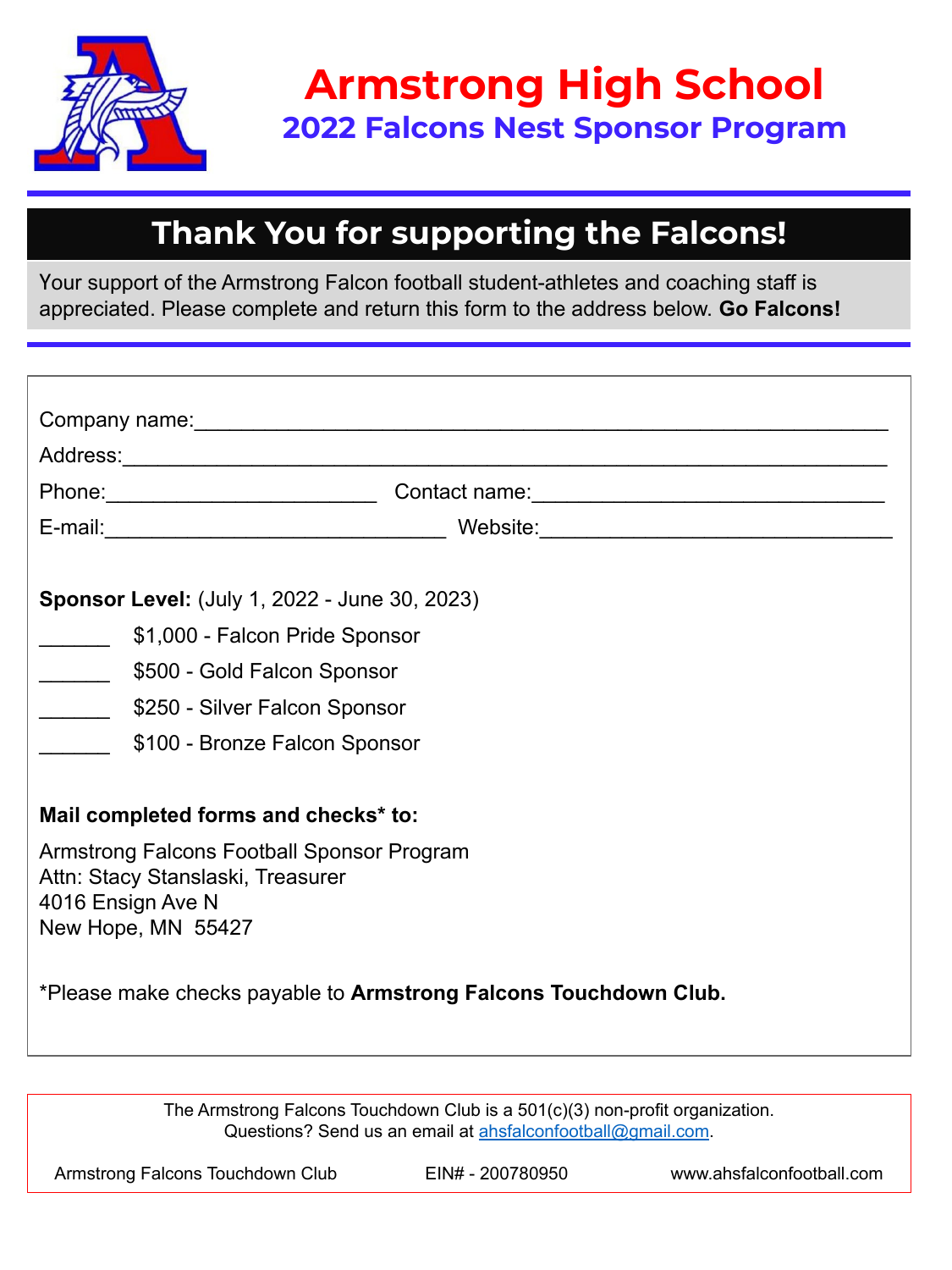# Armstrong High School

## 2022 Falcons Nest Sponsor Program

## Thank You for supporting the Falcons!

Your support of the Armstrong Falcon football student-athletes and coaching staff is appreciated. Please complete and return this form to the address below. **Go Falcons!**

Company name:_______________________________________________________________

Address:____________________________________________________________________

Phone:________________________ Contact name:_______________________________

E-mail:______________________________ Website:_______________________________

**Sponsor Level:** (July 1, 2022 - June 30, 2023)

______ $1,000 - Falcon Pride Sponsor

______ $500 - Gold Falcon Sponsor

______ $250 - Silver Falcon Sponsor

______ $100 - Bronze Falcon Sponsor

**Mail completed forms and checks* to:**

Armstrong Falcons Football Sponsor Program
Attn: Stacy Stanslaski, Treasurer
4016 Ensign Ave N
New Hope, MN 55427

*Please make checks payable to **Armstrong Falcons Touchdown Club.**

The Armstrong Falcons Touchdown Club is a 501(c)(3) non-profit organization.
Questions? Send us an email at ahsfalconfootball@gmail.com.

Armstrong Falcons Touchdown Club EIN# - 200780950 www.ahsfalconfootball.com